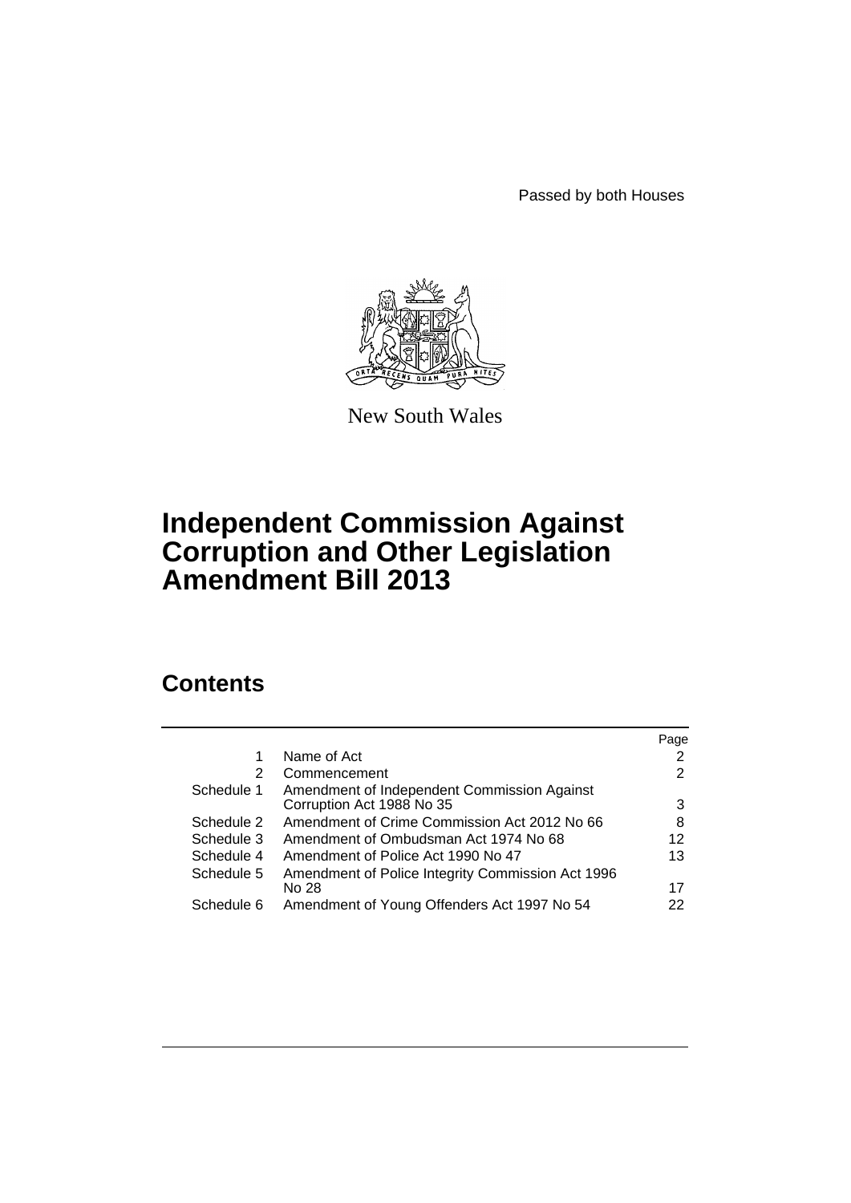Passed by both Houses

New South Wales

# Independent Commission Against Corruption and Other Legislation Amendment Bill 2013

## Contents

| | | Page |
|---|---|---|
| 1 | Name of Act | 2 |
| 2 | Commencement | 2 |
| Schedule 1 | Amendment of Independent Commission Against Corruption Act 1988 No 35 | 3 |
| Schedule 2 | Amendment of Crime Commission Act 2012 No 66 | 8 |
| Schedule 3 | Amendment of Ombudsman Act 1974 No 68 | 12 |
| Schedule 4 | Amendment of Police Act 1990 No 47 | 13 |
| Schedule 5 | Amendment of Police Integrity Commission Act 1996 No 28 | 17 |
| Schedule 6 | Amendment of Young Offenders Act 1997 No 54 | 22 |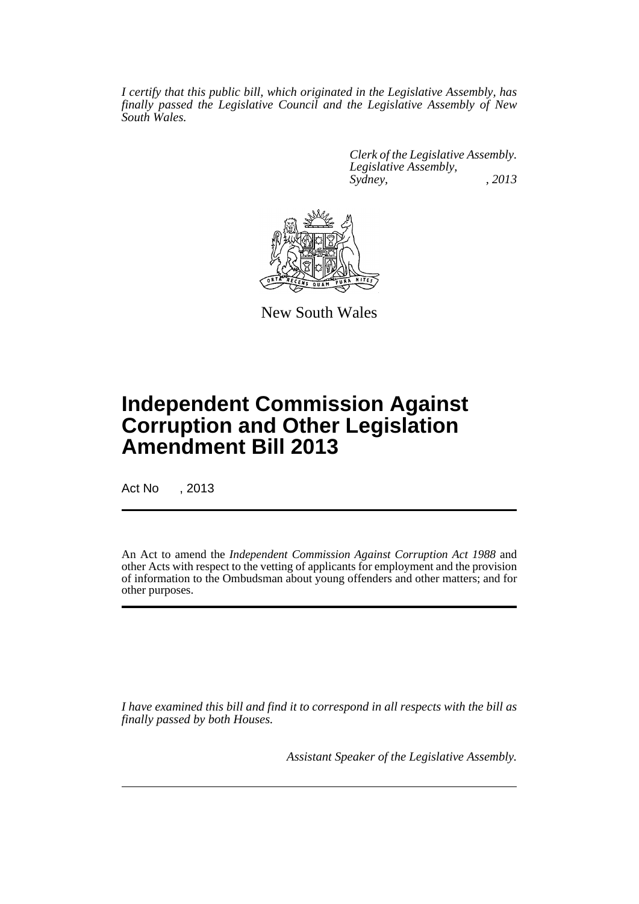*I certify that this public bill, which originated in the Legislative Assembly, has finally passed the Legislative Council and the Legislative Assembly of New South Wales.*

*Clerk of the Legislative Assembly.*
*Legislative Assembly,*
*Sydney, , 2013*

New South Wales

# Independent Commission Against Corruption and Other Legislation Amendment Bill 2013

Act No , 2013

An Act to amend the *Independent Commission Against Corruption Act 1988* and other Acts with respect to the vetting of applicants for employment and the provision of information to the Ombudsman about young offenders and other matters; and for other purposes.

*I have examined this bill and find it to correspond in all respects with the bill as finally passed by both Houses.*

*Assistant Speaker of the Legislative Assembly.*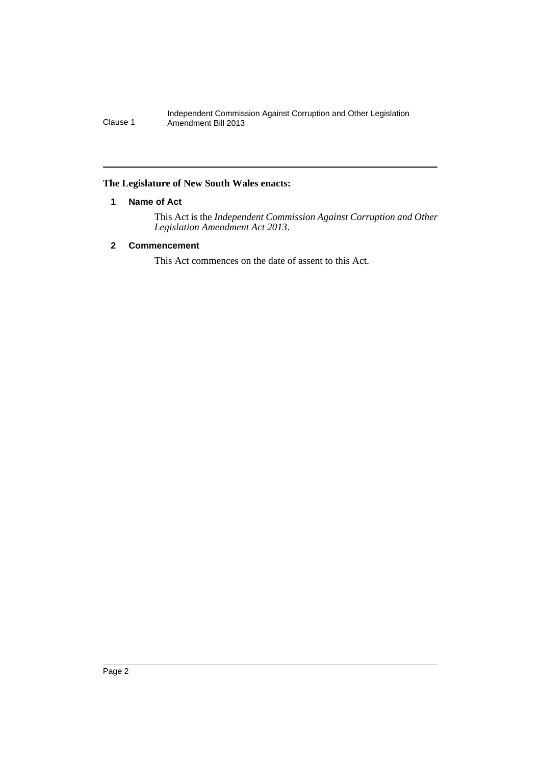**The Legislature of New South Wales enacts:**

## 1 Name of Act

This Act is the *Independent Commission Against Corruption and Other Legislation Amendment Act 2013*.

## 2 Commencement

This Act commences on the date of assent to this Act.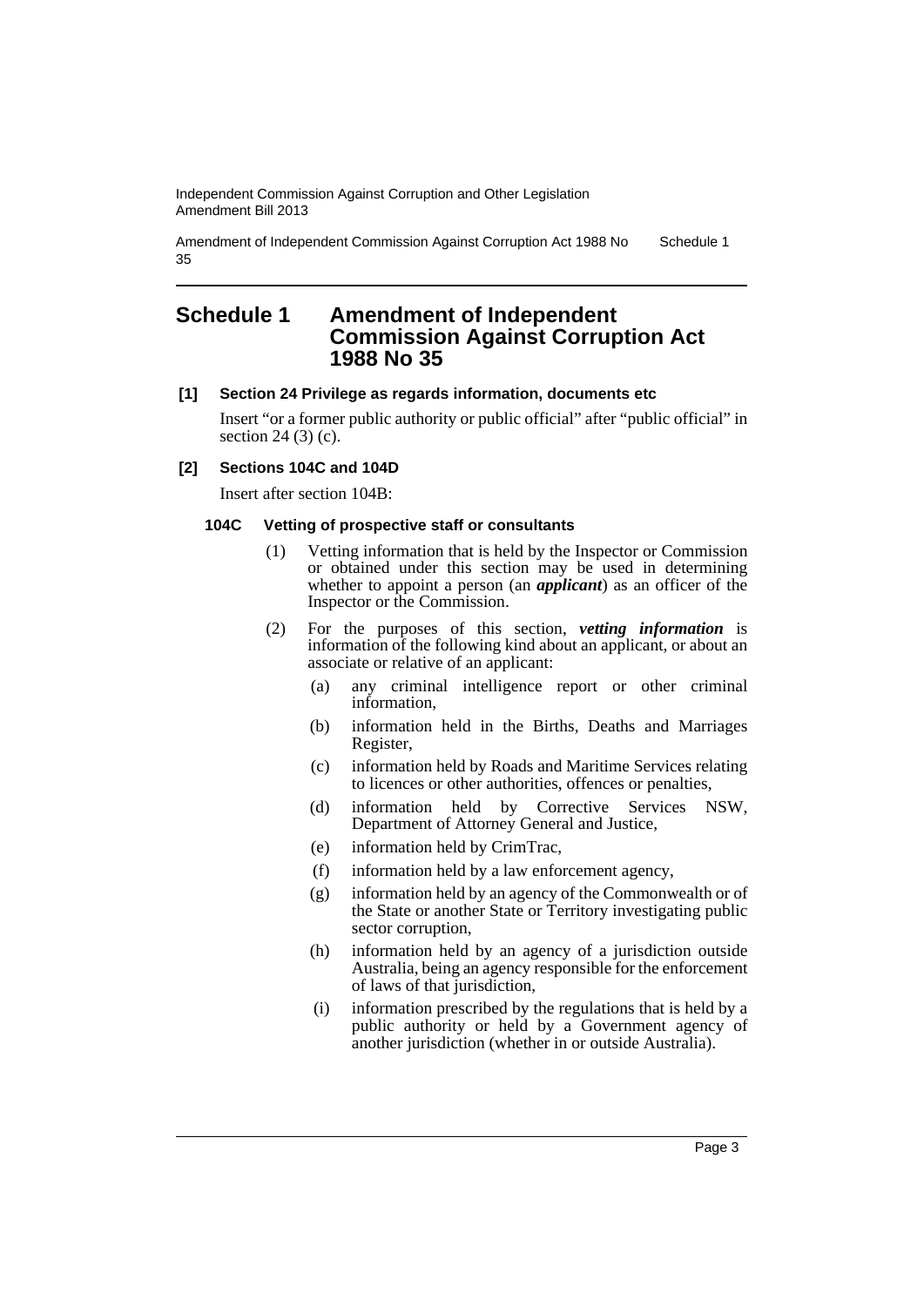# Schedule 1 Amendment of Independent Commission Against Corruption Act 1988 No 35

**[1] Section 24 Privilege as regards information, documents etc**

Insert "or a former public authority or public official" after "public official" in section 24 (3) (c).

**[2] Sections 104C and 104D**

Insert after section 104B:

**104C Vetting of prospective staff or consultants**

(1) Vetting information that is held by the Inspector or Commission or obtained under this section may be used in determining whether to appoint a person (an ***applicant***) as an officer of the Inspector or the Commission.

(2) For the purposes of this section, ***vetting information*** is information of the following kind about an applicant, or about an associate or relative of an applicant:

- (a) any criminal intelligence report or other criminal information,
- (b) information held in the Births, Deaths and Marriages Register,
- (c) information held by Roads and Maritime Services relating to licences or other authorities, offences or penalties,
- (d) information held by Corrective Services NSW, Department of Attorney General and Justice,
- (e) information held by CrimTrac,
- (f) information held by a law enforcement agency,
- (g) information held by an agency of the Commonwealth or of the State or another State or Territory investigating public sector corruption,
- (h) information held by an agency of a jurisdiction outside Australia, being an agency responsible for the enforcement of laws of that jurisdiction,
- (i) information prescribed by the regulations that is held by a public authority or held by a Government agency of another jurisdiction (whether in or outside Australia).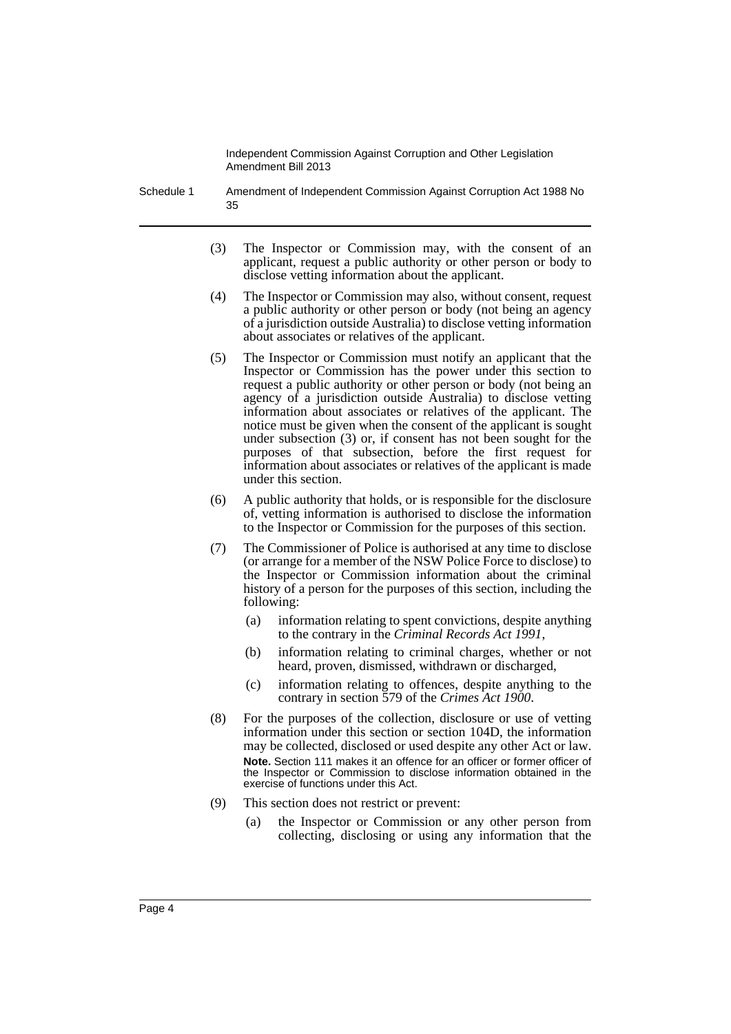(3) The Inspector or Commission may, with the consent of an applicant, request a public authority or other person or body to disclose vetting information about the applicant.

(4) The Inspector or Commission may also, without consent, request a public authority or other person or body (not being an agency of a jurisdiction outside Australia) to disclose vetting information about associates or relatives of the applicant.

(5) The Inspector or Commission must notify an applicant that the Inspector or Commission has the power under this section to request a public authority or other person or body (not being an agency of a jurisdiction outside Australia) to disclose vetting information about associates or relatives of the applicant. The notice must be given when the consent of the applicant is sought under subsection (3) or, if consent has not been sought for the purposes of that subsection, before the first request for information about associates or relatives of the applicant is made under this section.

(6) A public authority that holds, or is responsible for the disclosure of, vetting information is authorised to disclose the information to the Inspector or Commission for the purposes of this section.

(7) The Commissioner of Police is authorised at any time to disclose (or arrange for a member of the NSW Police Force to disclose) to the Inspector or Commission information about the criminal history of a person for the purposes of this section, including the following:

(a) information relating to spent convictions, despite anything to the contrary in the *Criminal Records Act 1991*,

(b) information relating to criminal charges, whether or not heard, proven, dismissed, withdrawn or discharged,

(c) information relating to offences, despite anything to the contrary in section 579 of the *Crimes Act 1900*.

(8) For the purposes of the collection, disclosure or use of vetting information under this section or section 104D, the information may be collected, disclosed or used despite any other Act or law.

**Note.** Section 111 makes it an offence for an officer or former officer of the Inspector or Commission to disclose information obtained in the exercise of functions under this Act.

(9) This section does not restrict or prevent:

(a) the Inspector or Commission or any other person from collecting, disclosing or using any information that the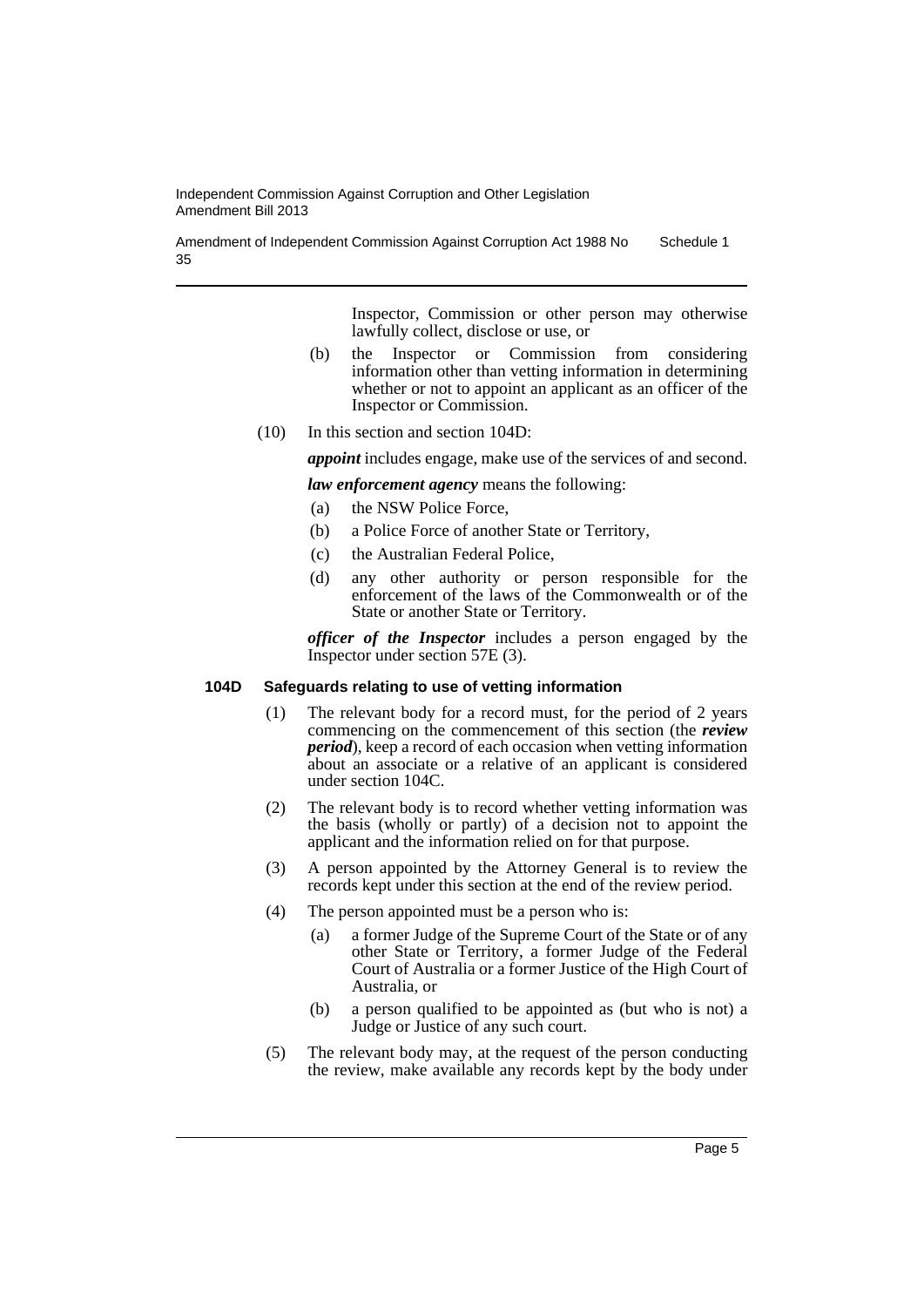Inspector, Commission or other person may otherwise lawfully collect, disclose or use, or

(b) the Inspector or Commission from considering information other than vetting information in determining whether or not to appoint an applicant as an officer of the Inspector or Commission.

(10) In this section and section 104D:

***appoint*** includes engage, make use of the services of and second.

***law enforcement agency*** means the following:

(a) the NSW Police Force,

(b) a Police Force of another State or Territory,

(c) the Australian Federal Police,

(d) any other authority or person responsible for the enforcement of the laws of the Commonwealth or of the State or another State or Territory.

***officer of the Inspector*** includes a person engaged by the Inspector under section 57E (3).

#### 104D Safeguards relating to use of vetting information

(1) The relevant body for a record must, for the period of 2 years commencing on the commencement of this section (the ***review period***), keep a record of each occasion when vetting information about an associate or a relative of an applicant is considered under section 104C.

(2) The relevant body is to record whether vetting information was the basis (wholly or partly) of a decision not to appoint the applicant and the information relied on for that purpose.

(3) A person appointed by the Attorney General is to review the records kept under this section at the end of the review period.

(4) The person appointed must be a person who is:

(a) a former Judge of the Supreme Court of the State or of any other State or Territory, a former Judge of the Federal Court of Australia or a former Justice of the High Court of Australia, or

(b) a person qualified to be appointed as (but who is not) a Judge or Justice of any such court.

(5) The relevant body may, at the request of the person conducting the review, make available any records kept by the body under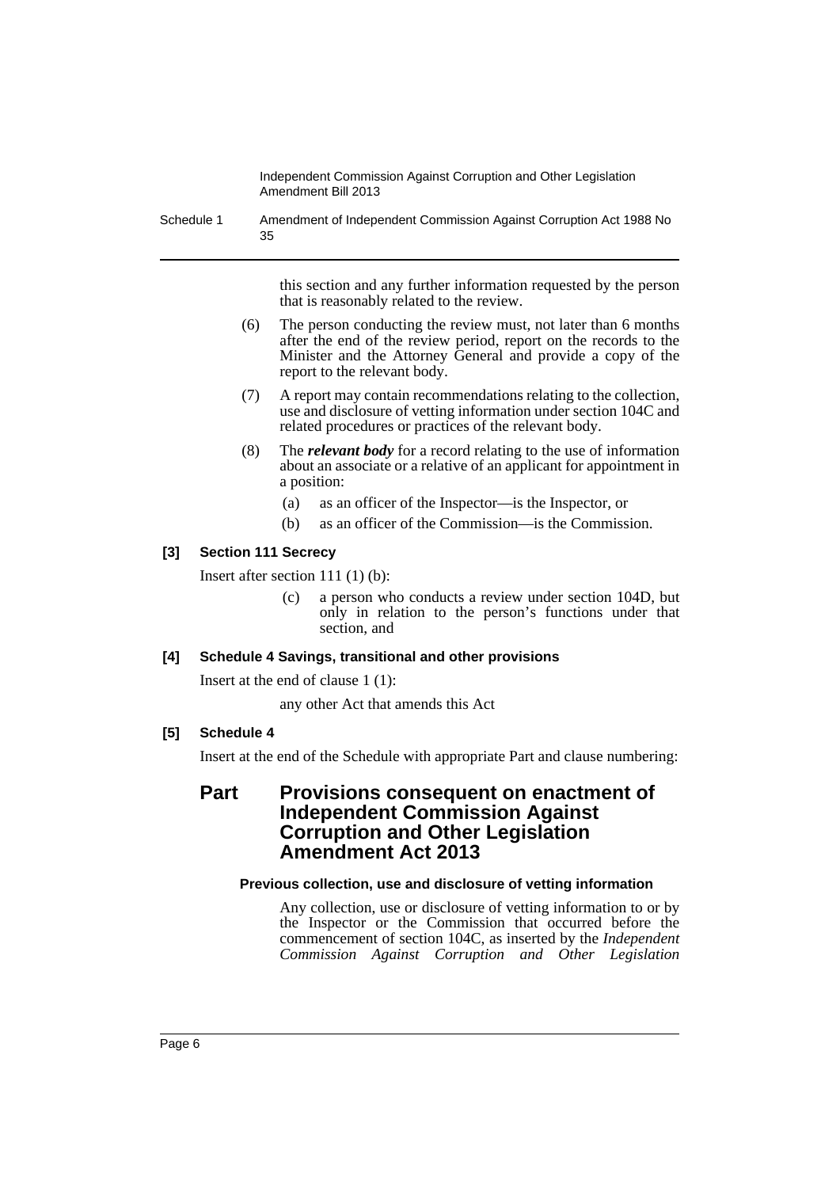this section and any further information requested by the person that is reasonably related to the review.

(6) The person conducting the review must, not later than 6 months after the end of the review period, report on the records to the Minister and the Attorney General and provide a copy of the report to the relevant body.

(7) A report may contain recommendations relating to the collection, use and disclosure of vetting information under section 104C and related procedures or practices of the relevant body.

(8) The ***relevant body*** for a record relating to the use of information about an associate or a relative of an applicant for appointment in a position:

(a) as an officer of the Inspector—is the Inspector, or

(b) as an officer of the Commission—is the Commission.

#### [3] Section 111 Secrecy

Insert after section 111 (1) (b):

(c) a person who conducts a review under section 104D, but only in relation to the person's functions under that section, and

#### [4] Schedule 4 Savings, transitional and other provisions

Insert at the end of clause 1 (1):

any other Act that amends this Act

#### [5] Schedule 4

Insert at the end of the Schedule with appropriate Part and clause numbering:

## Part Provisions consequent on enactment of Independent Commission Against Corruption and Other Legislation Amendment Act 2013

#### Previous collection, use and disclosure of vetting information

Any collection, use or disclosure of vetting information to or by the Inspector or the Commission that occurred before the commencement of section 104C, as inserted by the *Independent Commission Against Corruption and Other Legislation*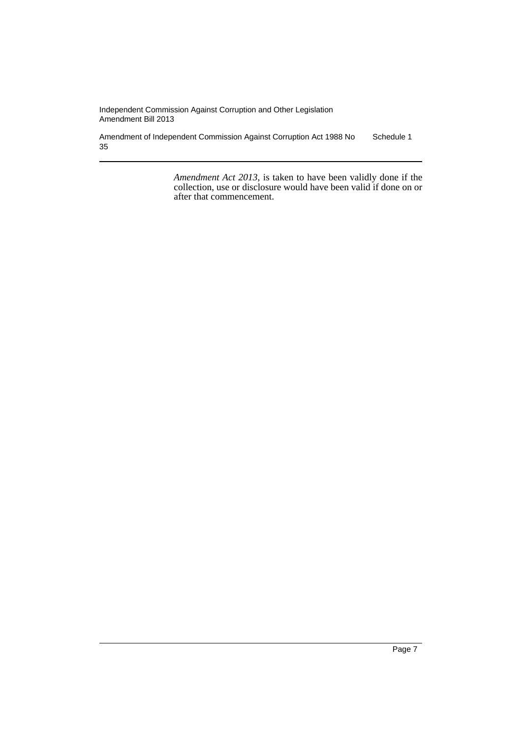*Amendment Act 2013*, is taken to have been validly done if the collection, use or disclosure would have been valid if done on or after that commencement.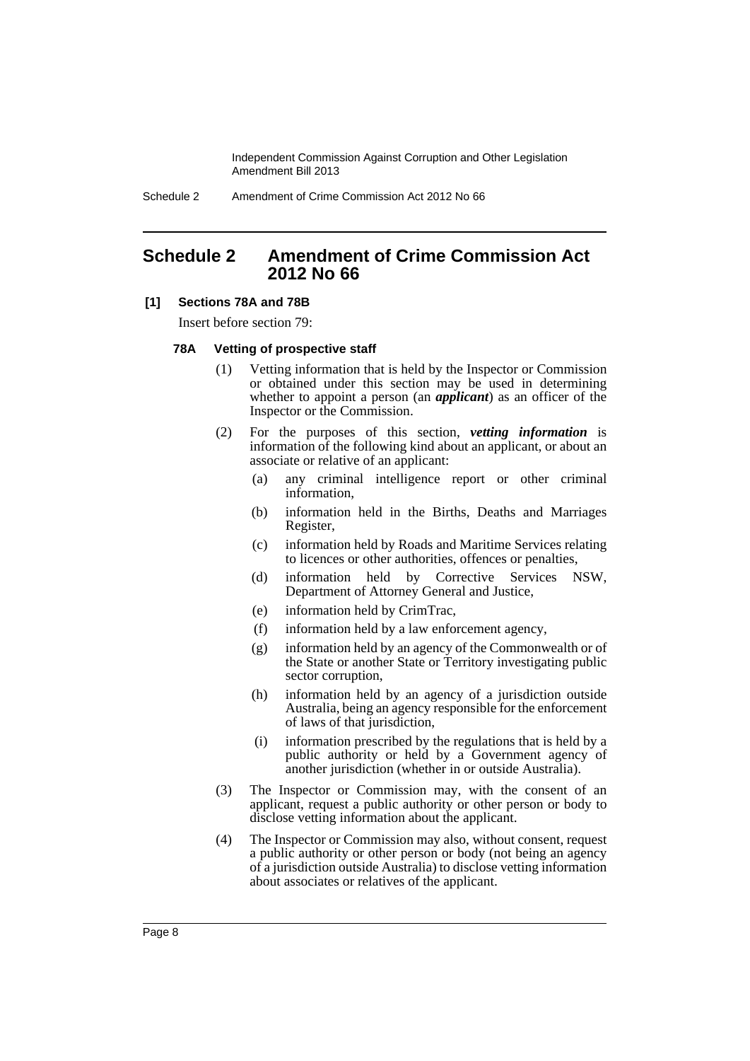# Schedule 2 Amendment of Crime Commission Act 2012 No 66

**[1] Sections 78A and 78B**

Insert before section 79:

**78A Vetting of prospective staff**

(1) Vetting information that is held by the Inspector or Commission or obtained under this section may be used in determining whether to appoint a person (an ***applicant***) as an officer of the Inspector or the Commission.

(2) For the purposes of this section, ***vetting information*** is information of the following kind about an applicant, or about an associate or relative of an applicant:

(a) any criminal intelligence report or other criminal information,

(b) information held in the Births, Deaths and Marriages Register,

(c) information held by Roads and Maritime Services relating to licences or other authorities, offences or penalties,

(d) information held by Corrective Services NSW, Department of Attorney General and Justice,

(e) information held by CrimTrac,

(f) information held by a law enforcement agency,

(g) information held by an agency of the Commonwealth or of the State or another State or Territory investigating public sector corruption,

(h) information held by an agency of a jurisdiction outside Australia, being an agency responsible for the enforcement of laws of that jurisdiction,

(i) information prescribed by the regulations that is held by a public authority or held by a Government agency of another jurisdiction (whether in or outside Australia).

(3) The Inspector or Commission may, with the consent of an applicant, request a public authority or other person or body to disclose vetting information about the applicant.

(4) The Inspector or Commission may also, without consent, request a public authority or other person or body (not being an agency of a jurisdiction outside Australia) to disclose vetting information about associates or relatives of the applicant.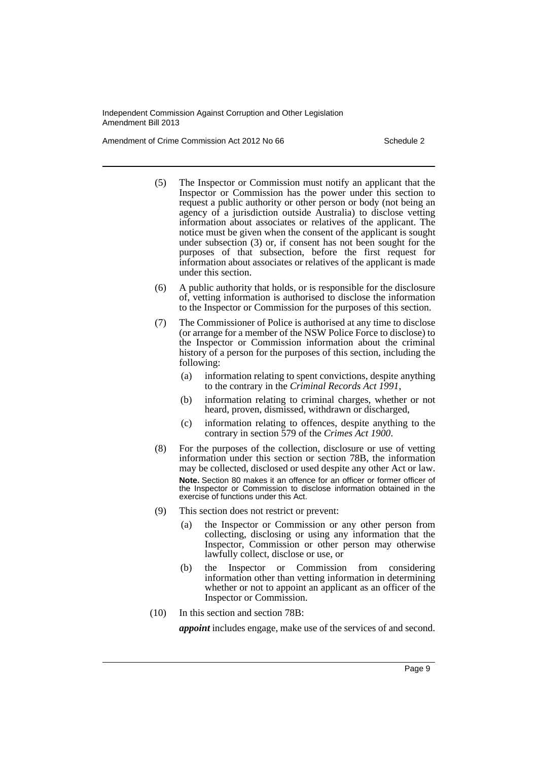(5) The Inspector or Commission must notify an applicant that the Inspector or Commission has the power under this section to request a public authority or other person or body (not being an agency of a jurisdiction outside Australia) to disclose vetting information about associates or relatives of the applicant. The notice must be given when the consent of the applicant is sought under subsection (3) or, if consent has not been sought for the purposes of that subsection, before the first request for information about associates or relatives of the applicant is made under this section.

(6) A public authority that holds, or is responsible for the disclosure of, vetting information is authorised to disclose the information to the Inspector or Commission for the purposes of this section.

(7) The Commissioner of Police is authorised at any time to disclose (or arrange for a member of the NSW Police Force to disclose) to the Inspector or Commission information about the criminal history of a person for the purposes of this section, including the following:

- (a) information relating to spent convictions, despite anything to the contrary in the *Criminal Records Act 1991*,
- (b) information relating to criminal charges, whether or not heard, proven, dismissed, withdrawn or discharged,
- (c) information relating to offences, despite anything to the contrary in section 579 of the *Crimes Act 1900*.

(8) For the purposes of the collection, disclosure or use of vetting information under this section or section 78B, the information may be collected, disclosed or used despite any other Act or law.

**Note.** Section 80 makes it an offence for an officer or former officer of the Inspector or Commission to disclose information obtained in the exercise of functions under this Act.

(9) This section does not restrict or prevent:

- (a) the Inspector or Commission or any other person from collecting, disclosing or using any information that the Inspector, Commission or other person may otherwise lawfully collect, disclose or use, or
- (b) the Inspector or Commission from considering information other than vetting information in determining whether or not to appoint an applicant as an officer of the Inspector or Commission.

(10) In this section and section 78B:

***appoint*** includes engage, make use of the services of and second.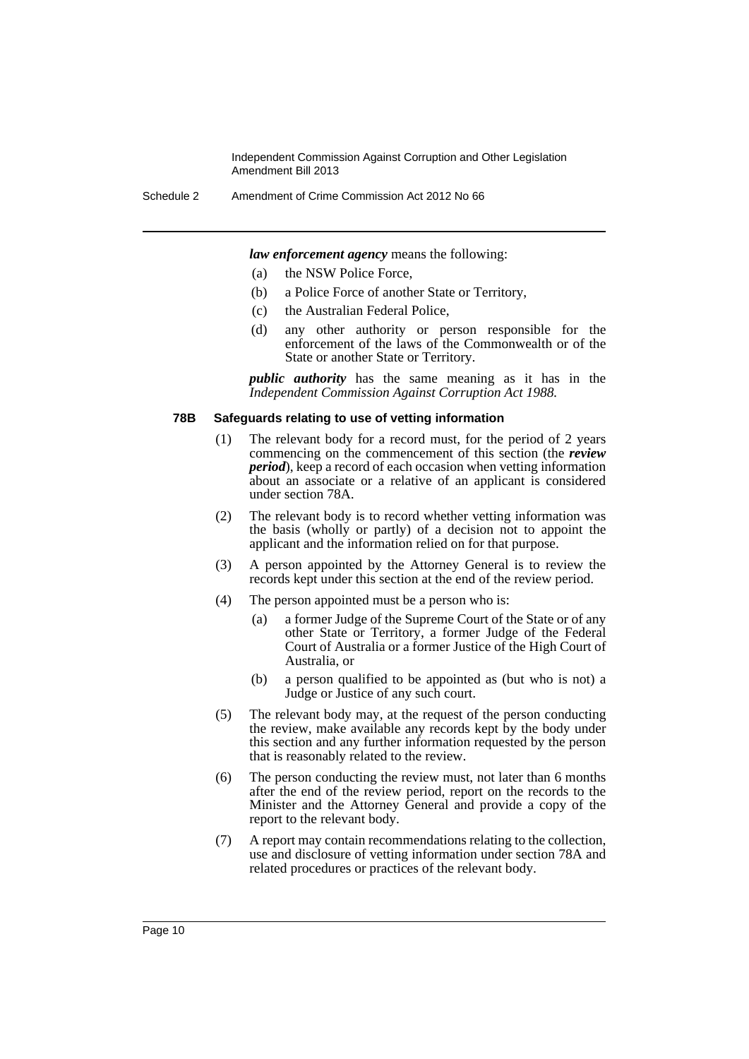***law enforcement agency*** means the following:

(a) the NSW Police Force,

(b) a Police Force of another State or Territory,

(c) the Australian Federal Police,

(d) any other authority or person responsible for the enforcement of the laws of the Commonwealth or of the State or another State or Territory.

***public authority*** has the same meaning as it has in the *Independent Commission Against Corruption Act 1988*.

**78B Safeguards relating to use of vetting information**

(1) The relevant body for a record must, for the period of 2 years commencing on the commencement of this section (the ***review period***), keep a record of each occasion when vetting information about an associate or a relative of an applicant is considered under section 78A.

(2) The relevant body is to record whether vetting information was the basis (wholly or partly) of a decision not to appoint the applicant and the information relied on for that purpose.

(3) A person appointed by the Attorney General is to review the records kept under this section at the end of the review period.

(4) The person appointed must be a person who is:

(a) a former Judge of the Supreme Court of the State or of any other State or Territory, a former Judge of the Federal Court of Australia or a former Justice of the High Court of Australia, or

(b) a person qualified to be appointed as (but who is not) a Judge or Justice of any such court.

(5) The relevant body may, at the request of the person conducting the review, make available any records kept by the body under this section and any further information requested by the person that is reasonably related to the review.

(6) The person conducting the review must, not later than 6 months after the end of the review period, report on the records to the Minister and the Attorney General and provide a copy of the report to the relevant body.

(7) A report may contain recommendations relating to the collection, use and disclosure of vetting information under section 78A and related procedures or practices of the relevant body.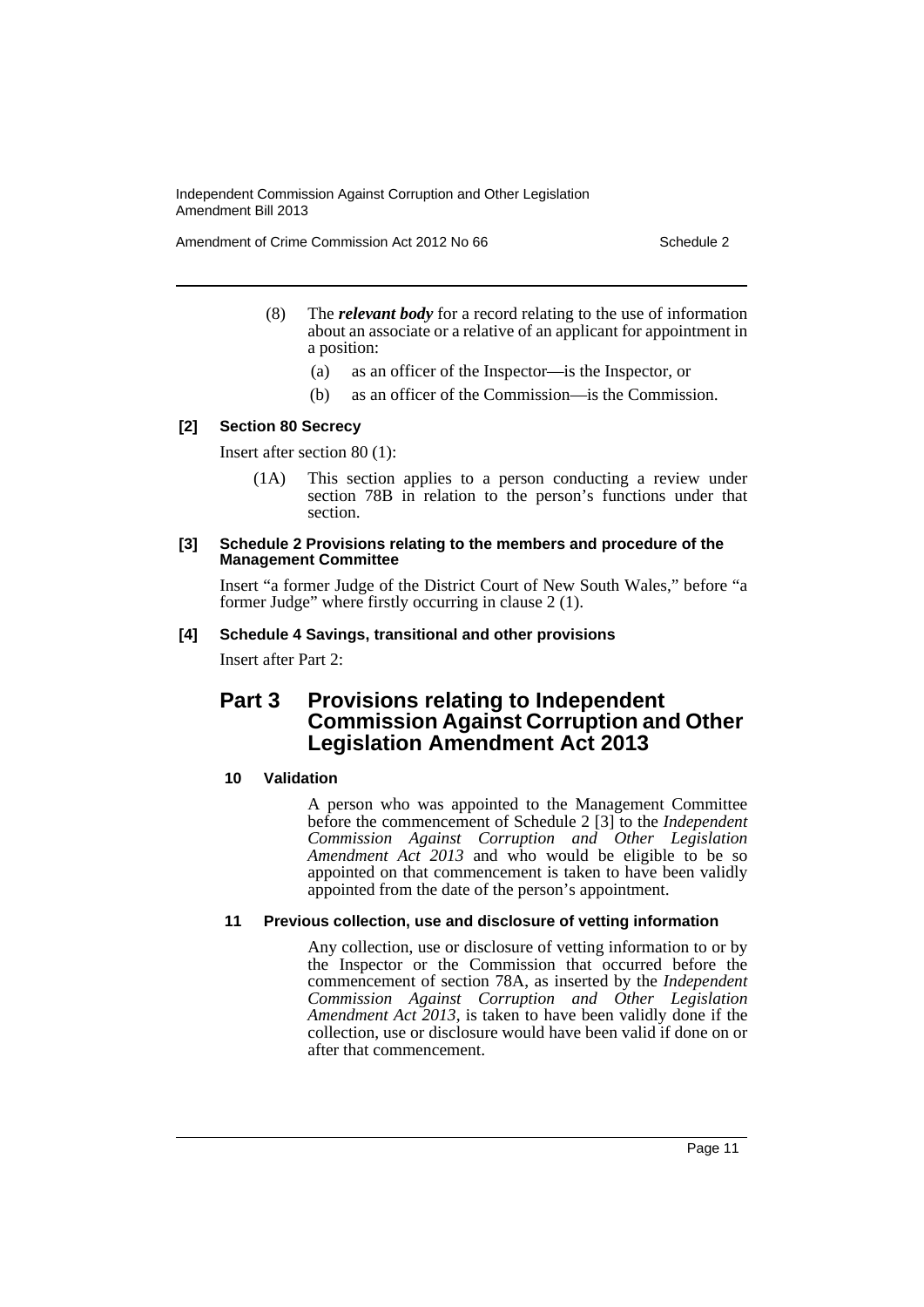(8) The ***relevant body*** for a record relating to the use of information about an associate or a relative of an applicant for appointment in a position:

(a) as an officer of the Inspector—is the Inspector, or

(b) as an officer of the Commission—is the Commission.

**[2] Section 80 Secrecy**

Insert after section 80 (1):

(1A) This section applies to a person conducting a review under section 78B in relation to the person's functions under that section.

**[3] Schedule 2 Provisions relating to the members and procedure of the Management Committee**

Insert "a former Judge of the District Court of New South Wales," before "a former Judge" where firstly occurring in clause 2 (1).

**[4] Schedule 4 Savings, transitional and other provisions**

Insert after Part 2:

## Part 3 Provisions relating to Independent Commission Against Corruption and Other Legislation Amendment Act 2013

**10 Validation**

A person who was appointed to the Management Committee before the commencement of Schedule 2 [3] to the *Independent Commission Against Corruption and Other Legislation Amendment Act 2013* and who would be eligible to be so appointed on that commencement is taken to have been validly appointed from the date of the person's appointment.

**11 Previous collection, use and disclosure of vetting information**

Any collection, use or disclosure of vetting information to or by the Inspector or the Commission that occurred before the commencement of section 78A, as inserted by the *Independent Commission Against Corruption and Other Legislation Amendment Act 2013*, is taken to have been validly done if the collection, use or disclosure would have been valid if done on or after that commencement.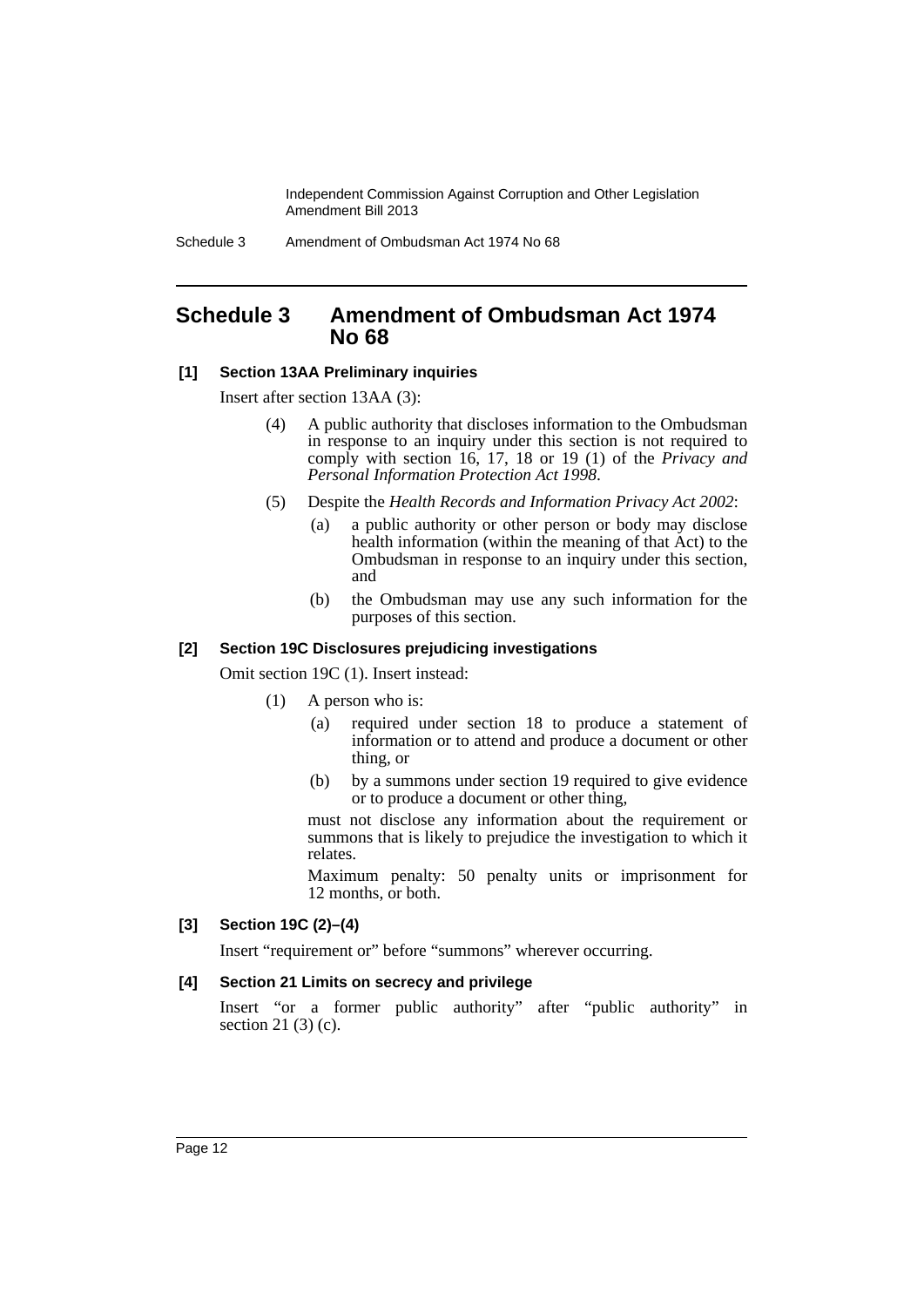# Schedule 3 Amendment of Ombudsman Act 1974 No 68

**[1] Section 13AA Preliminary inquiries**

Insert after section 13AA (3):

> (4) A public authority that discloses information to the Ombudsman in response to an inquiry under this section is not required to comply with section 16, 17, 18 or 19 (1) of the *Privacy and Personal Information Protection Act 1998*.
>
> (5) Despite the *Health Records and Information Privacy Act 2002*:
>
> > (a) a public authority or other person or body may disclose health information (within the meaning of that Act) to the Ombudsman in response to an inquiry under this section, and
> >
> > (b) the Ombudsman may use any such information for the purposes of this section.

**[2] Section 19C Disclosures prejudicing investigations**

Omit section 19C (1). Insert instead:

> (1) A person who is:
>
> > (a) required under section 18 to produce a statement of information or to attend and produce a document or other thing, or
> >
> > (b) by a summons under section 19 required to give evidence or to produce a document or other thing,
>
> must not disclose any information about the requirement or summons that is likely to prejudice the investigation to which it relates.
>
> Maximum penalty: 50 penalty units or imprisonment for 12 months, or both.

**[3] Section 19C (2)–(4)**

Insert "requirement or" before "summons" wherever occurring.

**[4] Section 21 Limits on secrecy and privilege**

Insert "or a former public authority" after "public authority" in section 21 (3) (c).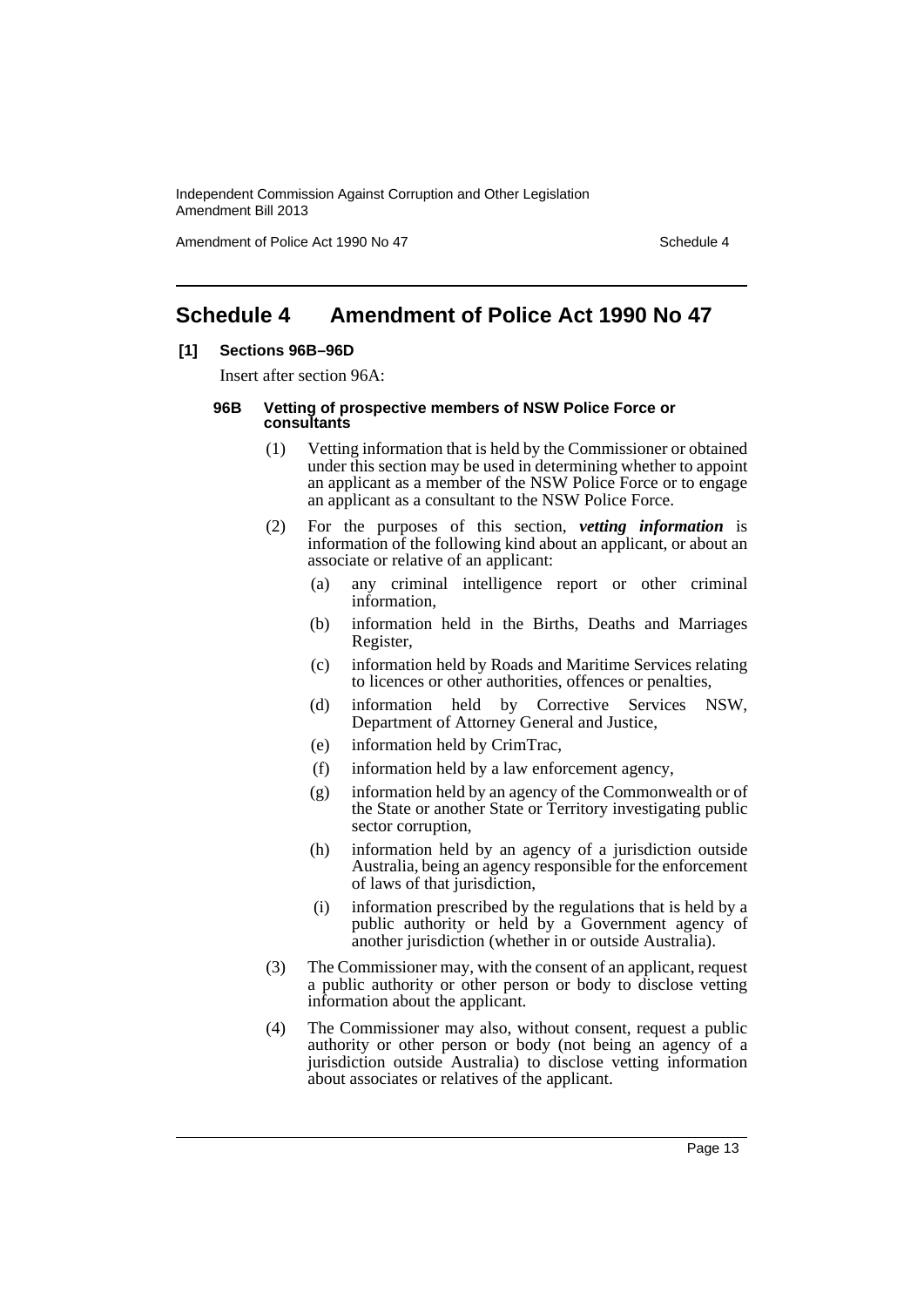# Schedule 4 Amendment of Police Act 1990 No 47

**[1] Sections 96B–96D**

Insert after section 96A:

**96B Vetting of prospective members of NSW Police Force or consultants**

(1) Vetting information that is held by the Commissioner or obtained under this section may be used in determining whether to appoint an applicant as a member of the NSW Police Force or to engage an applicant as a consultant to the NSW Police Force.

(2) For the purposes of this section, ***vetting information*** is information of the following kind about an applicant, or about an associate or relative of an applicant:

- (a) any criminal intelligence report or other criminal information,
- (b) information held in the Births, Deaths and Marriages Register,
- (c) information held by Roads and Maritime Services relating to licences or other authorities, offences or penalties,
- (d) information held by Corrective Services NSW, Department of Attorney General and Justice,
- (e) information held by CrimTrac,
- (f) information held by a law enforcement agency,
- (g) information held by an agency of the Commonwealth or of the State or another State or Territory investigating public sector corruption,
- (h) information held by an agency of a jurisdiction outside Australia, being an agency responsible for the enforcement of laws of that jurisdiction,
- (i) information prescribed by the regulations that is held by a public authority or held by a Government agency of another jurisdiction (whether in or outside Australia).

(3) The Commissioner may, with the consent of an applicant, request a public authority or other person or body to disclose vetting information about the applicant.

(4) The Commissioner may also, without consent, request a public authority or other person or body (not being an agency of a jurisdiction outside Australia) to disclose vetting information about associates or relatives of the applicant.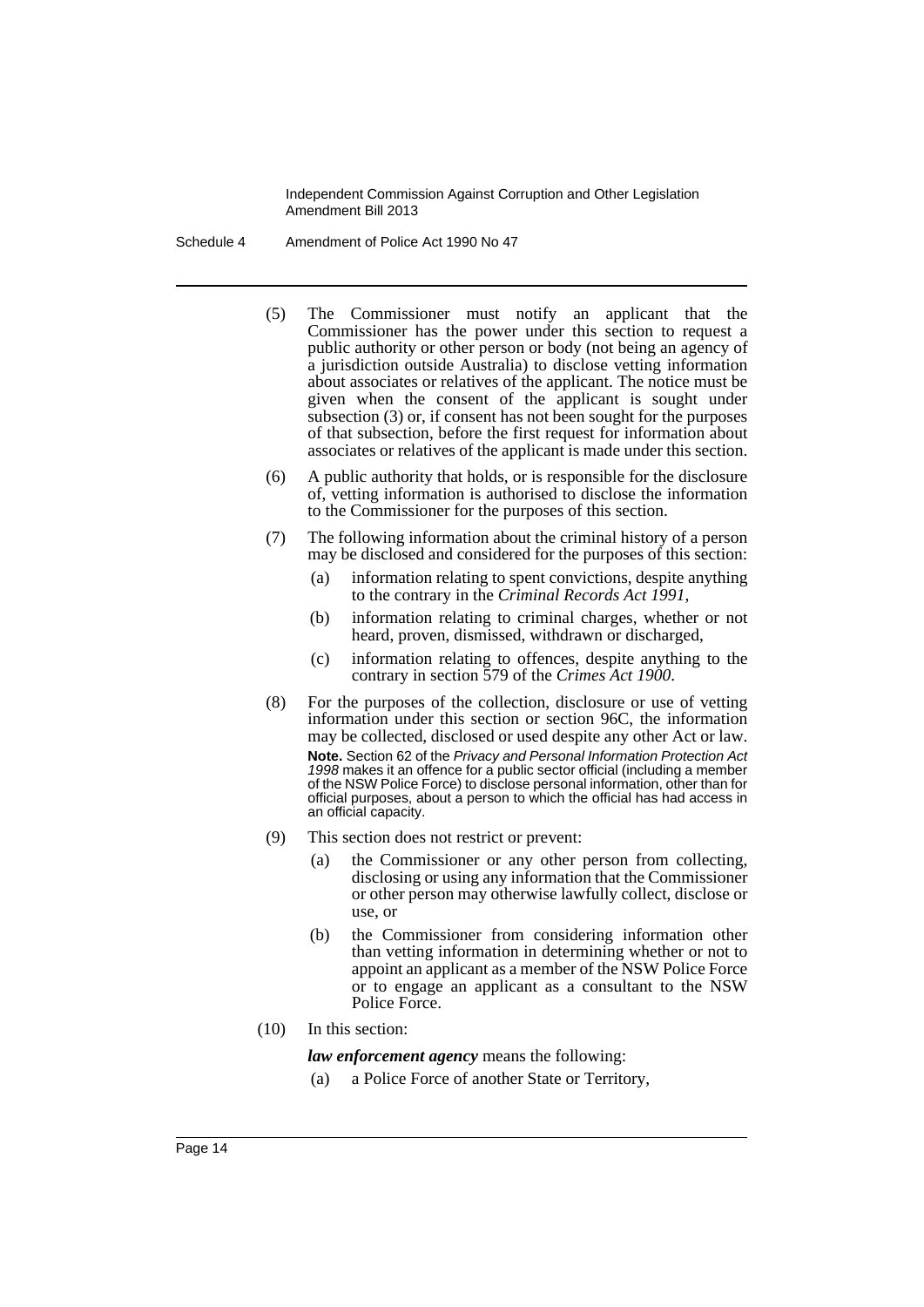(5) The Commissioner must notify an applicant that the Commissioner has the power under this section to request a public authority or other person or body (not being an agency of a jurisdiction outside Australia) to disclose vetting information about associates or relatives of the applicant. The notice must be given when the consent of the applicant is sought under subsection (3) or, if consent has not been sought for the purposes of that subsection, before the first request for information about associates or relatives of the applicant is made under this section.

(6) A public authority that holds, or is responsible for the disclosure of, vetting information is authorised to disclose the information to the Commissioner for the purposes of this section.

(7) The following information about the criminal history of a person may be disclosed and considered for the purposes of this section:

- (a) information relating to spent convictions, despite anything to the contrary in the *Criminal Records Act 1991*,
- (b) information relating to criminal charges, whether or not heard, proven, dismissed, withdrawn or discharged,
- (c) information relating to offences, despite anything to the contrary in section 579 of the *Crimes Act 1900*.

(8) For the purposes of the collection, disclosure or use of vetting information under this section or section 96C, the information may be collected, disclosed or used despite any other Act or law.

**Note.** Section 62 of the *Privacy and Personal Information Protection Act 1998* makes it an offence for a public sector official (including a member of the NSW Police Force) to disclose personal information, other than for official purposes, about a person to which the official has had access in an official capacity.

(9) This section does not restrict or prevent:

- (a) the Commissioner or any other person from collecting, disclosing or using any information that the Commissioner or other person may otherwise lawfully collect, disclose or use, or
- (b) the Commissioner from considering information other than vetting information in determining whether or not to appoint an applicant as a member of the NSW Police Force or to engage an applicant as a consultant to the NSW Police Force.

(10) In this section:

***law enforcement agency*** means the following:

- (a) a Police Force of another State or Territory,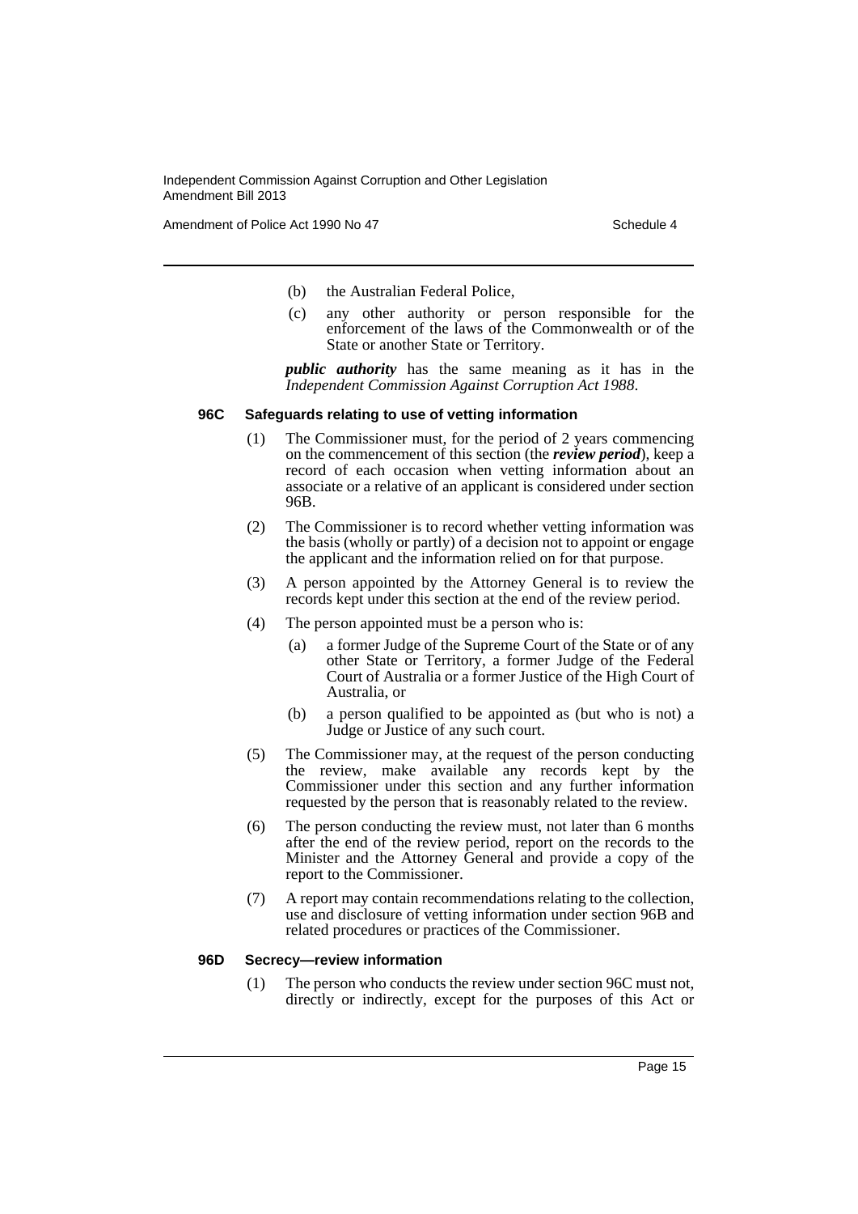(b) the Australian Federal Police,

(c) any other authority or person responsible for the enforcement of the laws of the Commonwealth or of the State or another State or Territory.

***public authority*** has the same meaning as it has in the *Independent Commission Against Corruption Act 1988*.

**96C Safeguards relating to use of vetting information**

(1) The Commissioner must, for the period of 2 years commencing on the commencement of this section (the ***review period***), keep a record of each occasion when vetting information about an associate or a relative of an applicant is considered under section 96B.

(2) The Commissioner is to record whether vetting information was the basis (wholly or partly) of a decision not to appoint or engage the applicant and the information relied on for that purpose.

(3) A person appointed by the Attorney General is to review the records kept under this section at the end of the review period.

(4) The person appointed must be a person who is:

(a) a former Judge of the Supreme Court of the State or of any other State or Territory, a former Judge of the Federal Court of Australia or a former Justice of the High Court of Australia, or

(b) a person qualified to be appointed as (but who is not) a Judge or Justice of any such court.

(5) The Commissioner may, at the request of the person conducting the review, make available any records kept by the Commissioner under this section and any further information requested by the person that is reasonably related to the review.

(6) The person conducting the review must, not later than 6 months after the end of the review period, report on the records to the Minister and the Attorney General and provide a copy of the report to the Commissioner.

(7) A report may contain recommendations relating to the collection, use and disclosure of vetting information under section 96B and related procedures or practices of the Commissioner.

**96D Secrecy—review information**

(1) The person who conducts the review under section 96C must not, directly or indirectly, except for the purposes of this Act or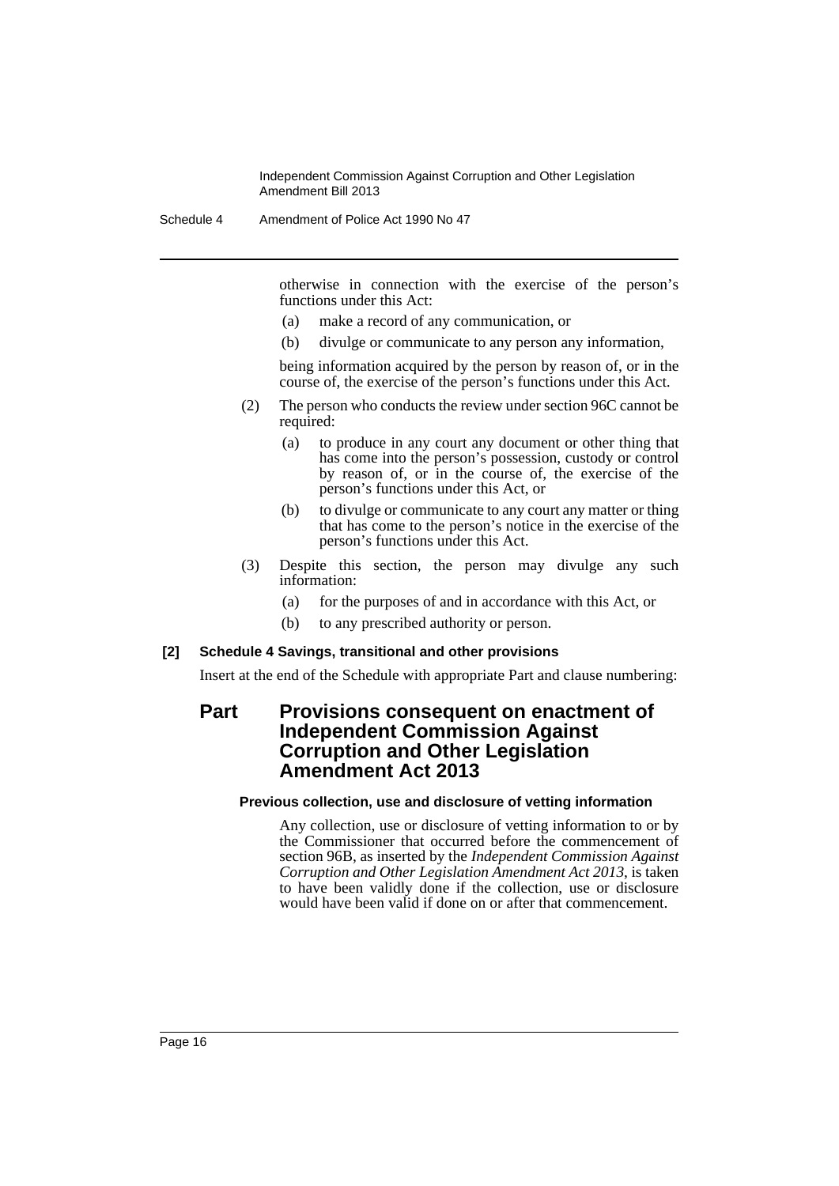otherwise in connection with the exercise of the person's functions under this Act:

(a) make a record of any communication, or

(b) divulge or communicate to any person any information,

being information acquired by the person by reason of, or in the course of, the exercise of the person's functions under this Act.

(2) The person who conducts the review under section 96C cannot be required:

(a) to produce in any court any document or other thing that has come into the person's possession, custody or control by reason of, or in the course of, the exercise of the person's functions under this Act, or

(b) to divulge or communicate to any court any matter or thing that has come to the person's notice in the exercise of the person's functions under this Act.

(3) Despite this section, the person may divulge any such information:

(a) for the purposes of and in accordance with this Act, or

(b) to any prescribed authority or person.

**[2] Schedule 4 Savings, transitional and other provisions**

Insert at the end of the Schedule with appropriate Part and clause numbering:

## Part Provisions consequent on enactment of Independent Commission Against Corruption and Other Legislation Amendment Act 2013

#### Previous collection, use and disclosure of vetting information

Any collection, use or disclosure of vetting information to or by the Commissioner that occurred before the commencement of section 96B, as inserted by the *Independent Commission Against Corruption and Other Legislation Amendment Act 2013*, is taken to have been validly done if the collection, use or disclosure would have been valid if done on or after that commencement.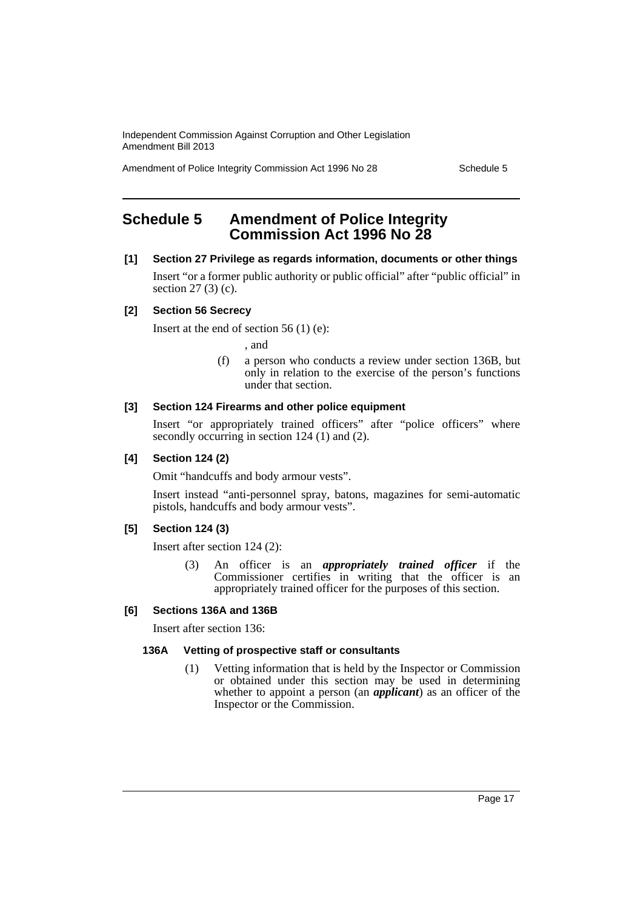## Schedule 5 Amendment of Police Integrity Commission Act 1996 No 28

**[1] Section 27 Privilege as regards information, documents or other things**

Insert "or a former public authority or public official" after "public official" in section 27 (3) (c).

**[2] Section 56 Secrecy**

Insert at the end of section 56 (1) (e):

, and

(f) a person who conducts a review under section 136B, but only in relation to the exercise of the person's functions under that section.

**[3] Section 124 Firearms and other police equipment**

Insert "or appropriately trained officers" after "police officers" where secondly occurring in section 124 (1) and (2).

**[4] Section 124 (2)**

Omit "handcuffs and body armour vests".

Insert instead "anti-personnel spray, batons, magazines for semi-automatic pistols, handcuffs and body armour vests".

**[5] Section 124 (3)**

Insert after section 124 (2):

(3) An officer is an ***appropriately trained officer*** if the Commissioner certifies in writing that the officer is an appropriately trained officer for the purposes of this section.

**[6] Sections 136A and 136B**

Insert after section 136:

**136A Vetting of prospective staff or consultants**

(1) Vetting information that is held by the Inspector or Commission or obtained under this section may be used in determining whether to appoint a person (an ***applicant***) as an officer of the Inspector or the Commission.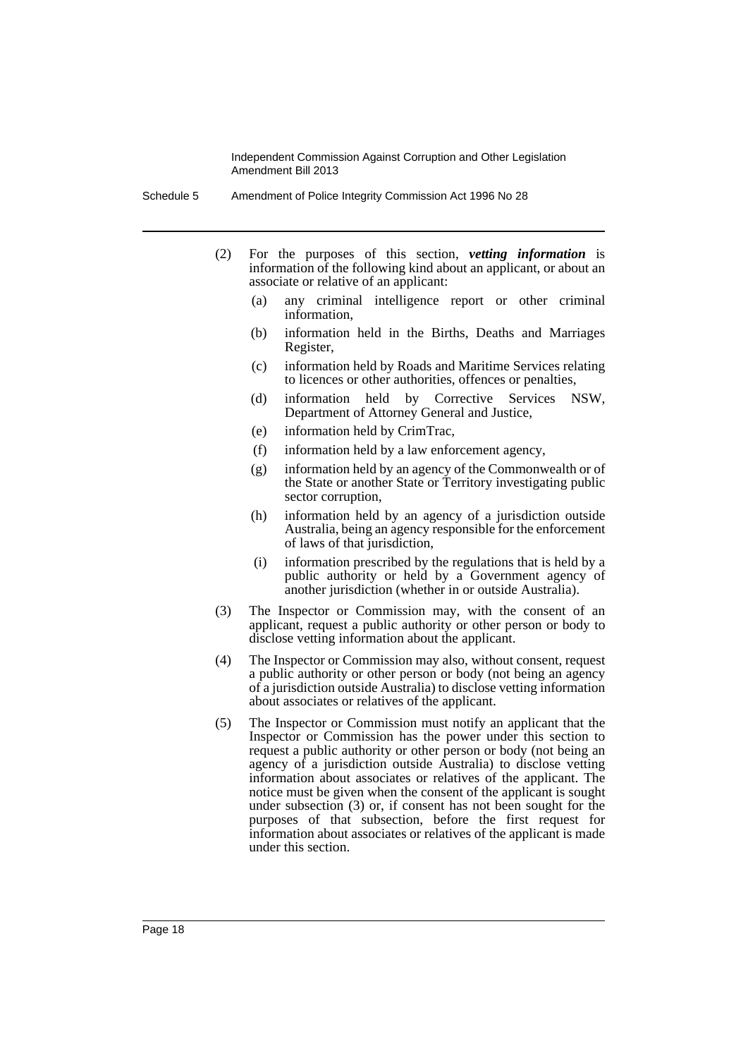(2) For the purposes of this section, ***vetting information*** is information of the following kind about an applicant, or about an associate or relative of an applicant:

(a) any criminal intelligence report or other criminal information,

(b) information held in the Births, Deaths and Marriages Register,

(c) information held by Roads and Maritime Services relating to licences or other authorities, offences or penalties,

(d) information held by Corrective Services NSW, Department of Attorney General and Justice,

(e) information held by CrimTrac,

(f) information held by a law enforcement agency,

(g) information held by an agency of the Commonwealth or of the State or another State or Territory investigating public sector corruption,

(h) information held by an agency of a jurisdiction outside Australia, being an agency responsible for the enforcement of laws of that jurisdiction,

(i) information prescribed by the regulations that is held by a public authority or held by a Government agency of another jurisdiction (whether in or outside Australia).

(3) The Inspector or Commission may, with the consent of an applicant, request a public authority or other person or body to disclose vetting information about the applicant.

(4) The Inspector or Commission may also, without consent, request a public authority or other person or body (not being an agency of a jurisdiction outside Australia) to disclose vetting information about associates or relatives of the applicant.

(5) The Inspector or Commission must notify an applicant that the Inspector or Commission has the power under this section to request a public authority or other person or body (not being an agency of a jurisdiction outside Australia) to disclose vetting information about associates or relatives of the applicant. The notice must be given when the consent of the applicant is sought under subsection (3) or, if consent has not been sought for the purposes of that subsection, before the first request for information about associates or relatives of the applicant is made under this section.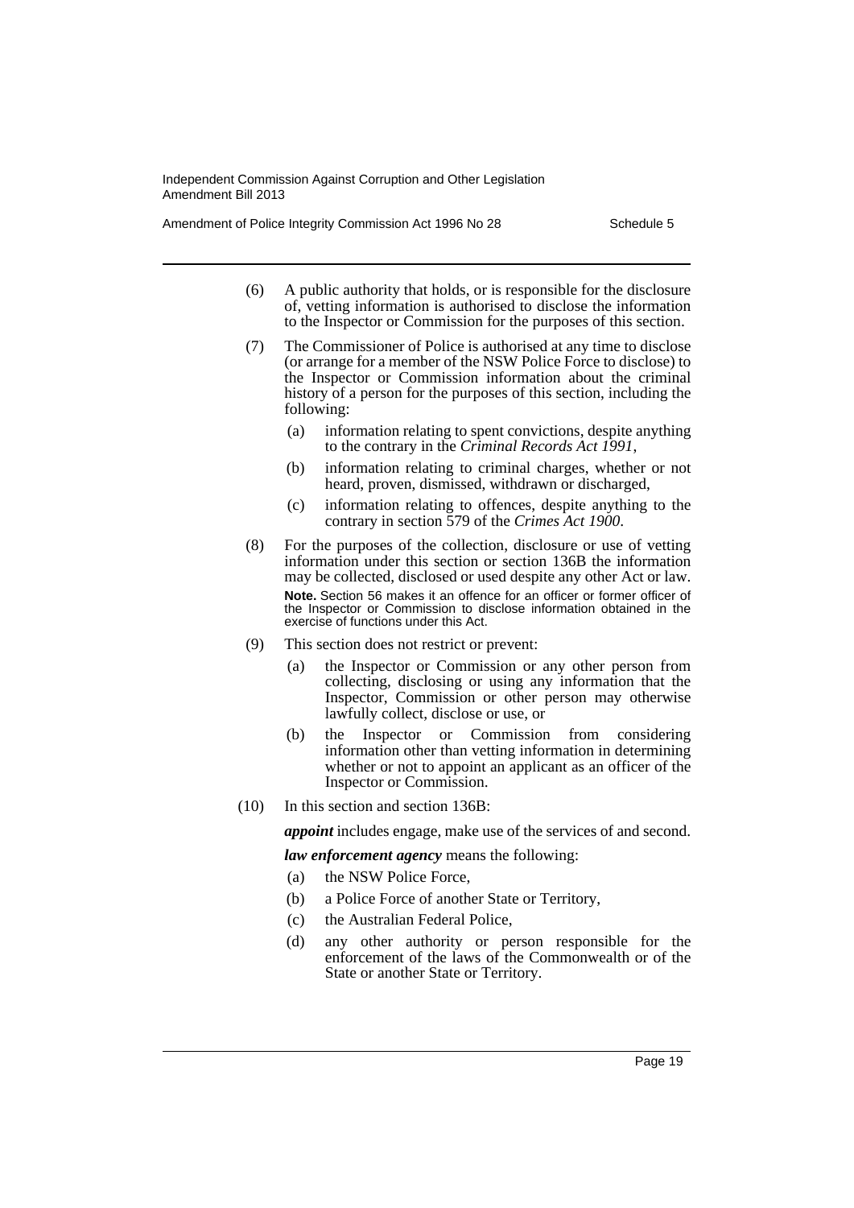(6) A public authority that holds, or is responsible for the disclosure of, vetting information is authorised to disclose the information to the Inspector or Commission for the purposes of this section.

(7) The Commissioner of Police is authorised at any time to disclose (or arrange for a member of the NSW Police Force to disclose) to the Inspector or Commission information about the criminal history of a person for the purposes of this section, including the following:

   (a) information relating to spent convictions, despite anything to the contrary in the *Criminal Records Act 1991*,

   (b) information relating to criminal charges, whether or not heard, proven, dismissed, withdrawn or discharged,

   (c) information relating to offences, despite anything to the contrary in section 579 of the *Crimes Act 1900*.

(8) For the purposes of the collection, disclosure or use of vetting information under this section or section 136B the information may be collected, disclosed or used despite any other Act or law.

**Note.** Section 56 makes it an offence for an officer or former officer of the Inspector or Commission to disclose information obtained in the exercise of functions under this Act.

(9) This section does not restrict or prevent:

   (a) the Inspector or Commission or any other person from collecting, disclosing or using any information that the Inspector, Commission or other person may otherwise lawfully collect, disclose or use, or

   (b) the Inspector or Commission from considering information other than vetting information in determining whether or not to appoint an applicant as an officer of the Inspector or Commission.

(10) In this section and section 136B:

***appoint*** includes engage, make use of the services of and second.

***law enforcement agency*** means the following:

   (a) the NSW Police Force,

   (b) a Police Force of another State or Territory,

   (c) the Australian Federal Police,

   (d) any other authority or person responsible for the enforcement of the laws of the Commonwealth or of the State or another State or Territory.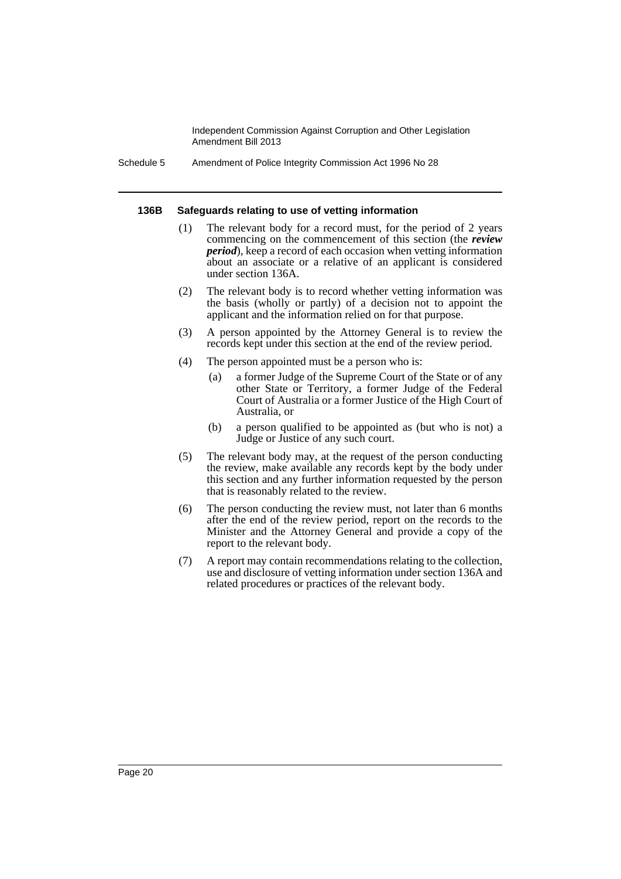#### 136B Safeguards relating to use of vetting information

(1) The relevant body for a record must, for the period of 2 years commencing on the commencement of this section (the ***review period***), keep a record of each occasion when vetting information about an associate or a relative of an applicant is considered under section 136A.

(2) The relevant body is to record whether vetting information was the basis (wholly or partly) of a decision not to appoint the applicant and the information relied on for that purpose.

(3) A person appointed by the Attorney General is to review the records kept under this section at the end of the review period.

(4) The person appointed must be a person who is:

(a) a former Judge of the Supreme Court of the State or of any other State or Territory, a former Judge of the Federal Court of Australia or a former Justice of the High Court of Australia, or

(b) a person qualified to be appointed as (but who is not) a Judge or Justice of any such court.

(5) The relevant body may, at the request of the person conducting the review, make available any records kept by the body under this section and any further information requested by the person that is reasonably related to the review.

(6) The person conducting the review must, not later than 6 months after the end of the review period, report on the records to the Minister and the Attorney General and provide a copy of the report to the relevant body.

(7) A report may contain recommendations relating to the collection, use and disclosure of vetting information under section 136A and related procedures or practices of the relevant body.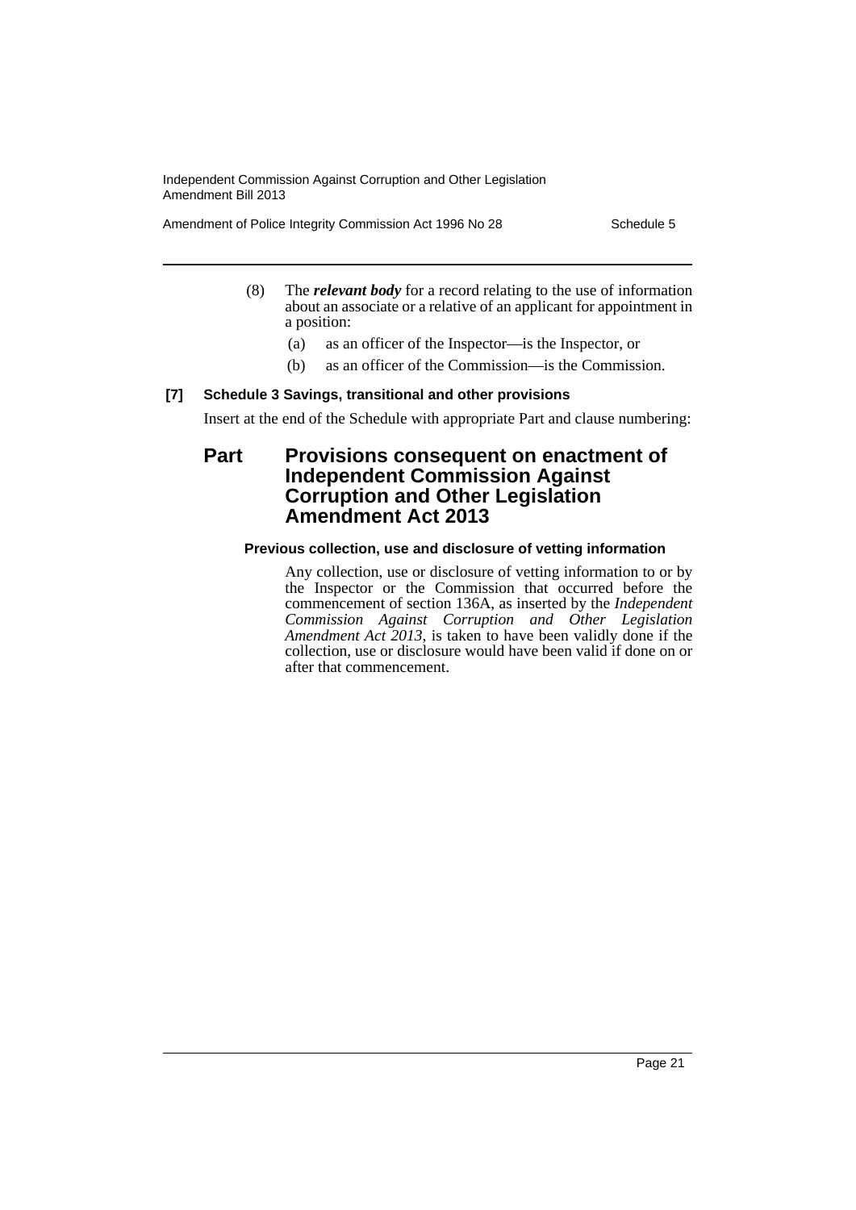(8) The ***relevant body*** for a record relating to the use of information about an associate or a relative of an applicant for appointment in a position:

(a) as an officer of the Inspector—is the Inspector, or

(b) as an officer of the Commission—is the Commission.

**[7] Schedule 3 Savings, transitional and other provisions**

Insert at the end of the Schedule with appropriate Part and clause numbering:

## Part Provisions consequent on enactment of Independent Commission Against Corruption and Other Legislation Amendment Act 2013

#### Previous collection, use and disclosure of vetting information

Any collection, use or disclosure of vetting information to or by the Inspector or the Commission that occurred before the commencement of section 136A, as inserted by the *Independent Commission Against Corruption and Other Legislation Amendment Act 2013*, is taken to have been validly done if the collection, use or disclosure would have been valid if done on or after that commencement.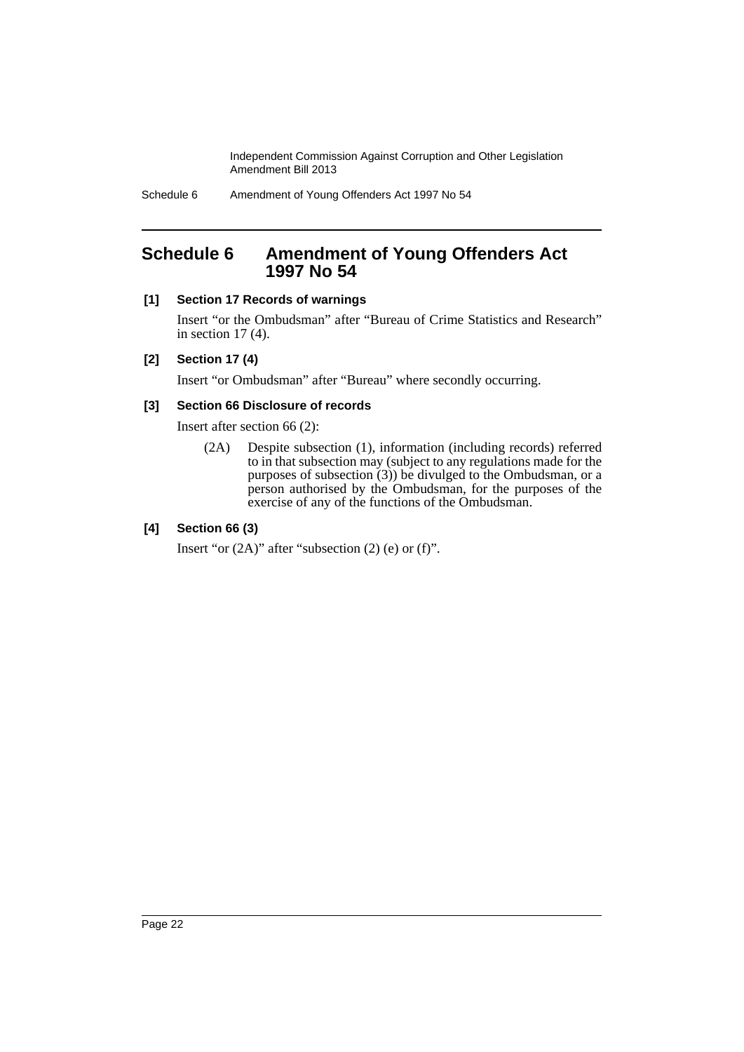## Schedule 6 Amendment of Young Offenders Act 1997 No 54

**[1] Section 17 Records of warnings**

Insert "or the Ombudsman" after "Bureau of Crime Statistics and Research" in section 17 (4).

**[2] Section 17 (4)**

Insert "or Ombudsman" after "Bureau" where secondly occurring.

**[3] Section 66 Disclosure of records**

Insert after section 66 (2):

> (2A) Despite subsection (1), information (including records) referred to in that subsection may (subject to any regulations made for the purposes of subsection (3)) be divulged to the Ombudsman, or a person authorised by the Ombudsman, for the purposes of the exercise of any of the functions of the Ombudsman.

**[4] Section 66 (3)**

Insert "or (2A)" after "subsection (2) (e) or (f)".